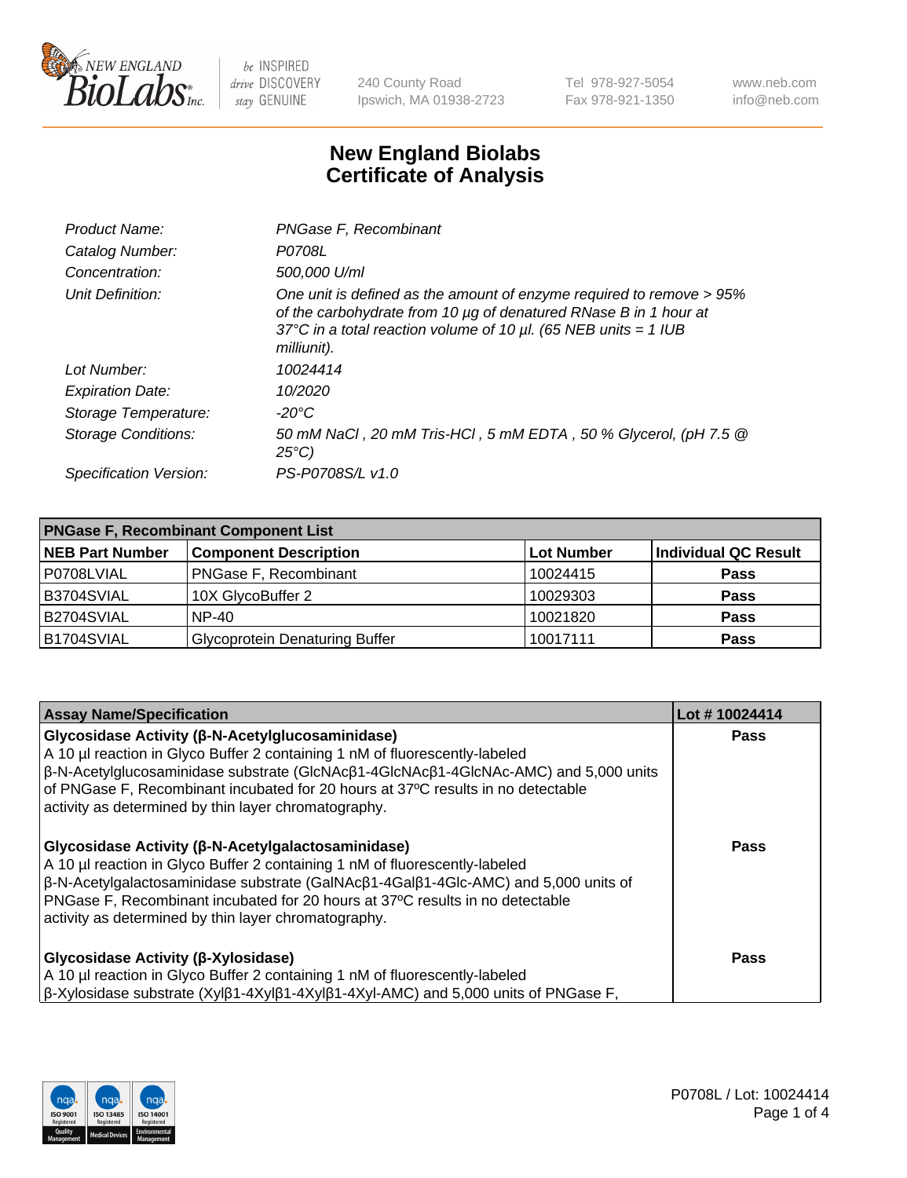# New England Biolabs
# Certificate of Analysis

| | |
|---|---|
| *Product Name:* | *PNGase F, Recombinant* |
| *Catalog Number:* | *P0708L* |
| *Concentration:* | *500,000 U/ml* |
| *Unit Definition:* | *One unit is defined as the amount of enzyme required to remove > 95% of the carbohydrate from 10 µg of denatured RNase B in 1 hour at 37°C in a total reaction volume of 10 µl. (65 NEB units = 1 IUB milliunit).* |
| *Lot Number:* | *10024414* |
| *Expiration Date:* | *10/2020* |
| *Storage Temperature:* | *-20°C* |
| *Storage Conditions:* | *50 mM NaCl , 20 mM Tris-HCl , 5 mM EDTA , 50 % Glycerol, (pH 7.5 @ 25°C)* |
| *Specification Version:* | *PS-P0708S/L v1.0* |

| **PNGase F, Recombinant Component List** | | | |
|---|---|---|---|
| **NEB Part Number** | **Component Description** | **Lot Number** | **Individual QC Result** |
| P0708LVIAL | PNGase F, Recombinant | 10024415 | **Pass** |
| B3704SVIAL | 10X GlycoBuffer 2 | 10029303 | **Pass** |
| B2704SVIAL | NP-40 | 10021820 | **Pass** |
| B1704SVIAL | Glycoprotein Denaturing Buffer | 10017111 | **Pass** |

| **Assay Name/Specification** | **Lot # 10024414** |
|---|---|
| **Glycosidase Activity (β-N-Acetylglucosaminidase)** A 10 µl reaction in Glyco Buffer 2 containing 1 nM of fluorescently-labeled β-N-Acetylglucosaminidase substrate (GlcNAcβ1-4GlcNAcβ1-4GlcNAc-AMC) and 5,000 units of PNGase F, Recombinant incubated for 20 hours at 37ºC results in no detectable activity as determined by thin layer chromatography. | **Pass** |
| **Glycosidase Activity (β-N-Acetylgalactosaminidase)** A 10 µl reaction in Glyco Buffer 2 containing 1 nM of fluorescently-labeled β-N-Acetylgalactosaminidase substrate (GalNAcβ1-4Galβ1-4Glc-AMC) and 5,000 units of PNGase F, Recombinant incubated for 20 hours at 37ºC results in no detectable activity as determined by thin layer chromatography. | **Pass** |
| **Glycosidase Activity (β-Xylosidase)** A 10 µl reaction in Glyco Buffer 2 containing 1 nM of fluorescently-labeled β-Xylosidase substrate (Xylβ1-4Xylβ1-4Xylβ1-4Xyl-AMC) and 5,000 units of PNGase F, | **Pass** |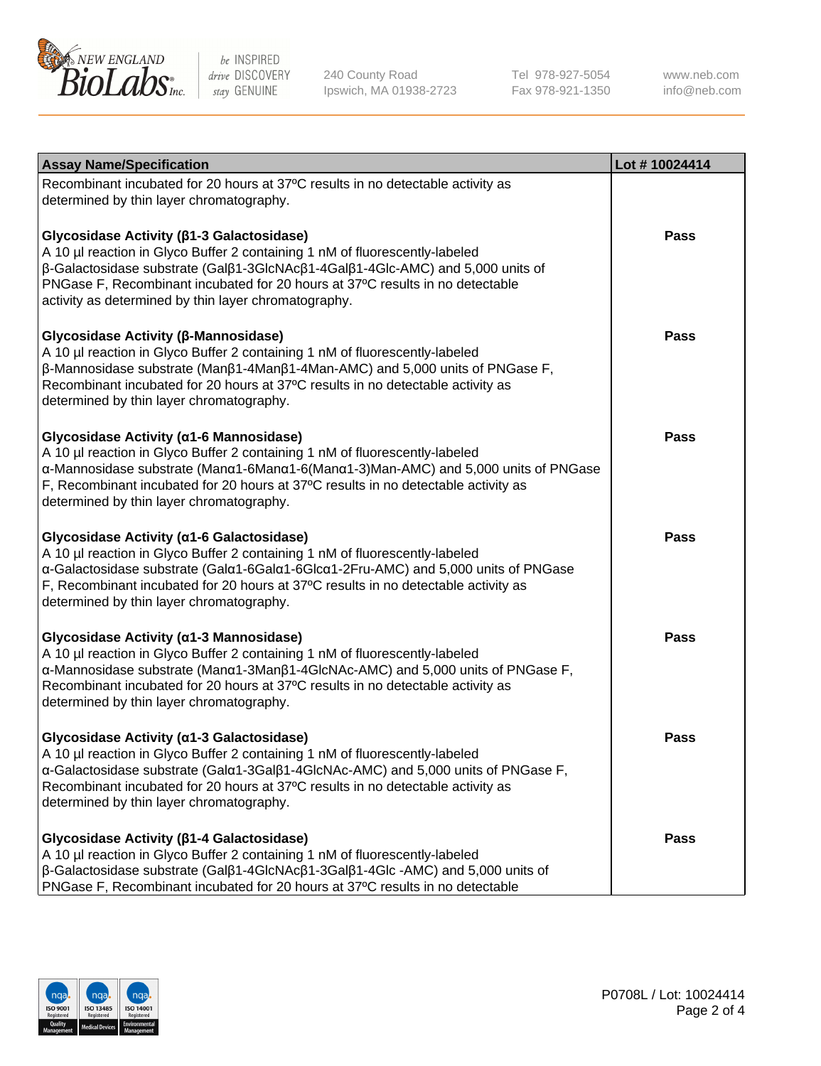| Assay Name/Specification | Lot # 10024414 |
|---|---|
| Recombinant incubated for 20 hours at 37ºC results in no detectable activity as determined by thin layer chromatography. | |
| **Glycosidase Activity (β1-3 Galactosidase)**<br>A 10 µl reaction in Glyco Buffer 2 containing 1 nM of fluorescently-labeled β-Galactosidase substrate (Galβ1-3GlcNAcβ1-4Galβ1-4Glc-AMC) and 5,000 units of PNGase F, Recombinant incubated for 20 hours at 37ºC results in no detectable activity as determined by thin layer chromatography. | **Pass** |
| **Glycosidase Activity (β-Mannosidase)**<br>A 10 µl reaction in Glyco Buffer 2 containing 1 nM of fluorescently-labeled β-Mannosidase substrate (Manβ1-4Manβ1-4Man-AMC) and 5,000 units of PNGase F, Recombinant incubated for 20 hours at 37ºC results in no detectable activity as determined by thin layer chromatography. | **Pass** |
| **Glycosidase Activity (α1-6 Mannosidase)**<br>A 10 µl reaction in Glyco Buffer 2 containing 1 nM of fluorescently-labeled α-Mannosidase substrate (Manα1-6Manα1-6(Manα1-3)Man-AMC) and 5,000 units of PNGase F, Recombinant incubated for 20 hours at 37ºC results in no detectable activity as determined by thin layer chromatography. | **Pass** |
| **Glycosidase Activity (α1-6 Galactosidase)**<br>A 10 µl reaction in Glyco Buffer 2 containing 1 nM of fluorescently-labeled α-Galactosidase substrate (Galα1-6Galα1-6Glcα1-2Fru-AMC) and 5,000 units of PNGase F, Recombinant incubated for 20 hours at 37ºC results in no detectable activity as determined by thin layer chromatography. | **Pass** |
| **Glycosidase Activity (α1-3 Mannosidase)**<br>A 10 µl reaction in Glyco Buffer 2 containing 1 nM of fluorescently-labeled α-Mannosidase substrate (Manα1-3Manβ1-4GlcNAc-AMC) and 5,000 units of PNGase F, Recombinant incubated for 20 hours at 37ºC results in no detectable activity as determined by thin layer chromatography. | **Pass** |
| **Glycosidase Activity (α1-3 Galactosidase)**<br>A 10 µl reaction in Glyco Buffer 2 containing 1 nM of fluorescently-labeled α-Galactosidase substrate (Galα1-3Galβ1-4GlcNAc-AMC) and 5,000 units of PNGase F, Recombinant incubated for 20 hours at 37ºC results in no detectable activity as determined by thin layer chromatography. | **Pass** |
| **Glycosidase Activity (β1-4 Galactosidase)**<br>A 10 µl reaction in Glyco Buffer 2 containing 1 nM of fluorescently-labeled β-Galactosidase substrate (Galβ1-4GlcNAcβ1-3Galβ1-4Glc -AMC) and 5,000 units of PNGase F, Recombinant incubated for 20 hours at 37ºC results in no detectable | **Pass** |

P0708L / Lot: 10024414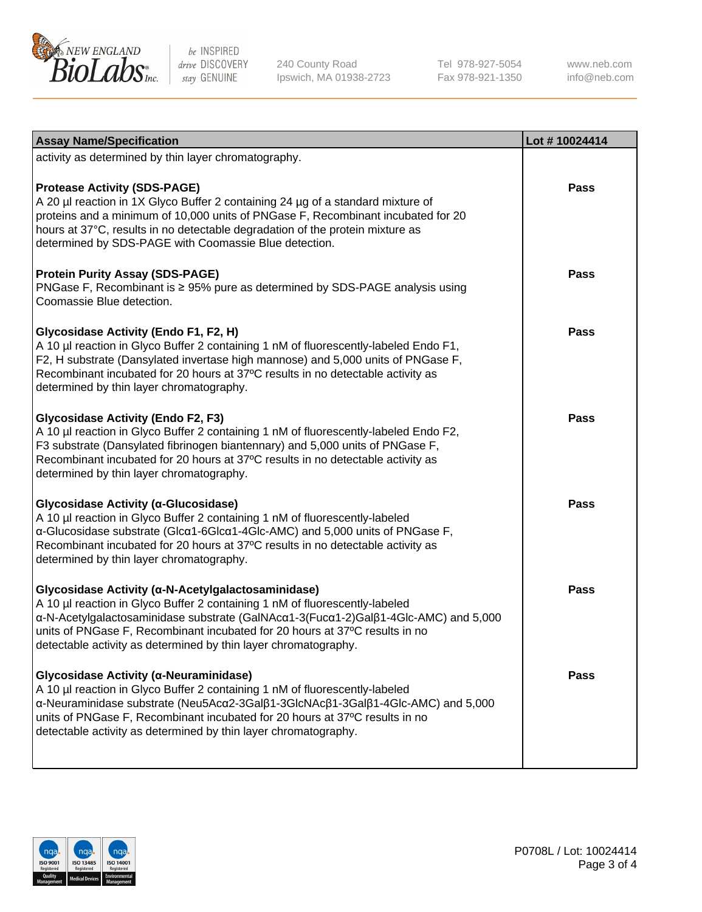| Assay Name/Specification | Lot # 10024414 |
|---|---|
| activity as determined by thin layer chromatography. | |
| **Protease Activity (SDS-PAGE)**<br>A 20 µl reaction in 1X Glyco Buffer 2 containing 24 µg of a standard mixture of proteins and a minimum of 10,000 units of PNGase F, Recombinant incubated for 20 hours at 37°C, results in no detectable degradation of the protein mixture as determined by SDS-PAGE with Coomassie Blue detection. | Pass |
| **Protein Purity Assay (SDS-PAGE)**<br>PNGase F, Recombinant is ≥ 95% pure as determined by SDS-PAGE analysis using Coomassie Blue detection. | Pass |
| **Glycosidase Activity (Endo F1, F2, H)**<br>A 10 µl reaction in Glyco Buffer 2 containing 1 nM of fluorescently-labeled Endo F1, F2, H substrate (Dansylated invertase high mannose) and 5,000 units of PNGase F, Recombinant incubated for 20 hours at 37ºC results in no detectable activity as determined by thin layer chromatography. | Pass |
| **Glycosidase Activity (Endo F2, F3)**<br>A 10 µl reaction in Glyco Buffer 2 containing 1 nM of fluorescently-labeled Endo F2, F3 substrate (Dansylated fibrinogen biantennary) and 5,000 units of PNGase F, Recombinant incubated for 20 hours at 37ºC results in no detectable activity as determined by thin layer chromatography. | Pass |
| **Glycosidase Activity (α-Glucosidase)**<br>A 10 µl reaction in Glyco Buffer 2 containing 1 nM of fluorescently-labeled α-Glucosidase substrate (Glcα1-6Glcα1-4Glc-AMC) and 5,000 units of PNGase F, Recombinant incubated for 20 hours at 37ºC results in no detectable activity as determined by thin layer chromatography. | Pass |
| **Glycosidase Activity (α-N-Acetylgalactosaminidase)**<br>A 10 µl reaction in Glyco Buffer 2 containing 1 nM of fluorescently-labeled α-N-Acetylgalactosaminidase substrate (GalNAcα1-3(Fucα1-2)Galβ1-4Glc-AMC) and 5,000 units of PNGase F, Recombinant incubated for 20 hours at 37ºC results in no detectable activity as determined by thin layer chromatography. | Pass |
| **Glycosidase Activity (α-Neuraminidase)**<br>A 10 µl reaction in Glyco Buffer 2 containing 1 nM of fluorescently-labeled α-Neuraminidase substrate (Neu5Acα2-3Galβ1-3GlcNAcβ1-3Galβ1-4Glc-AMC) and 5,000 units of PNGase F, Recombinant incubated for 20 hours at 37ºC results in no detectable activity as determined by thin layer chromatography. | Pass |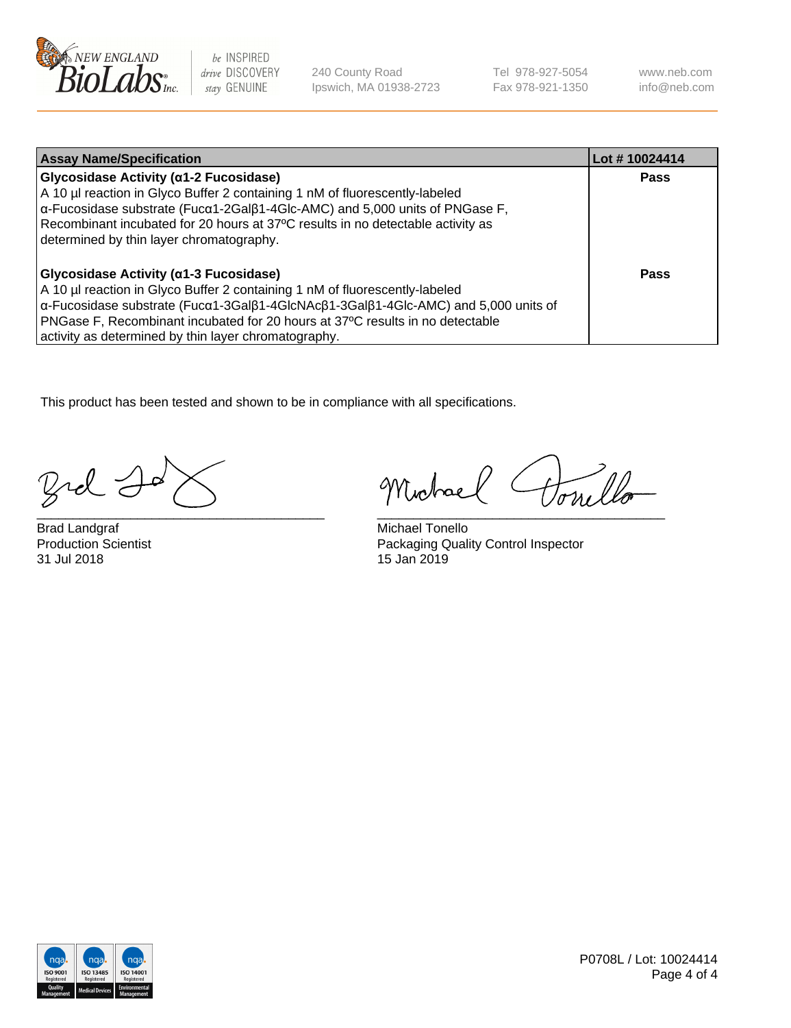| Assay Name/Specification | Lot # 10024414 |
| --- | --- |
| **Glycosidase Activity (α1-2 Fucosidase)**<br>A 10 µl reaction in Glyco Buffer 2 containing 1 nM of fluorescently-labeled α-Fucosidase substrate (Fucα1-2Galβ1-4Glc-AMC) and 5,000 units of PNGase F, Recombinant incubated for 20 hours at 37ºC results in no detectable activity as determined by thin layer chromatography. | **Pass** |
| **Glycosidase Activity (α1-3 Fucosidase)**<br>A 10 µl reaction in Glyco Buffer 2 containing 1 nM of fluorescently-labeled α-Fucosidase substrate (Fucα1-3Galβ1-4GlcNAcβ1-3Galβ1-4Glc-AMC) and 5,000 units of PNGase F, Recombinant incubated for 20 hours at 37ºC results in no detectable activity as determined by thin layer chromatography. | **Pass** |

This product has been tested and shown to be in compliance with all specifications.

Brad Landgraf
Production Scientist
31 Jul 2018

Michael Tonello
Packaging Quality Control Inspector
15 Jan 2019

P0708L / Lot: 10024414